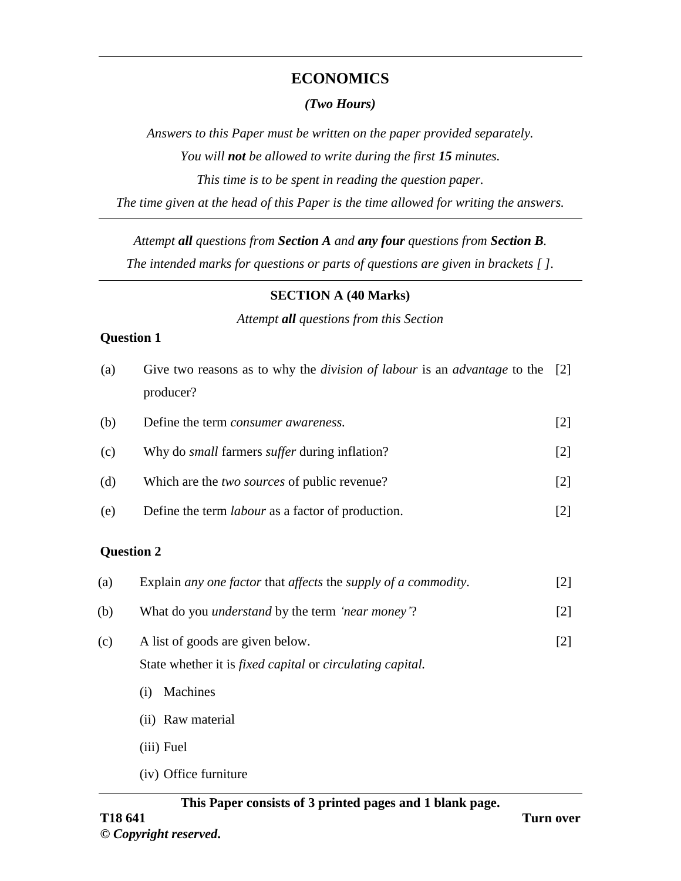# ECONOMICS

***(Two Hours)***

*Answers to this Paper must be written on the paper provided separately.*

*You will **not** be allowed to write during the first **15** minutes.*

*This time is to be spent in reading the question paper.*

*The time given at the head of this Paper is the time allowed for writing the answers.*

---

*Attempt **all** questions from **Section A** and **any four** questions from **Section B**.*

*The intended marks for questions or parts of questions are given in brackets [ ].*

---

## SECTION A (40 Marks)

*Attempt **all** questions from this Section*

**Question 1**

(a) Give two reasons as to why the *division of labour* is an *advantage* to the producer? [2]

(b) Define the term *consumer awareness.* [2]

(c) Why do *small* farmers *suffer* during inflation? [2]

(d) Which are the *two sources* of public revenue? [2]

(e) Define the term *labour* as a factor of production. [2]

**Question 2**

(a) Explain *any one factor* that *affects* the *supply of a commodity*. [2]

(b) What do you *understand* by the term *'near money'*? [2]

(c) A list of goods are given below. [2]
State whether it is *fixed capital* or *circulating capital.*

(i) Machines

(ii) Raw material

(iii) Fuel

(iv) Office furniture

---

**This Paper consists of 3 printed pages and 1 blank page.**

T18 641 Turn over

© ***Copyright reserved*.**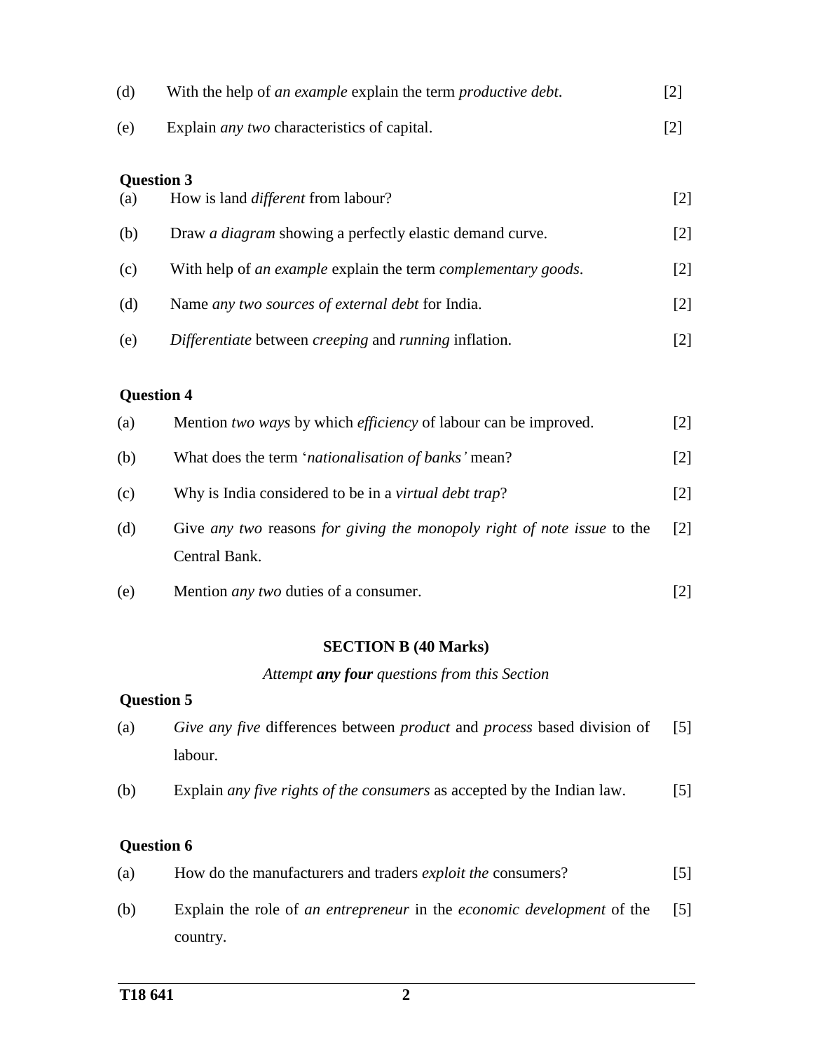(d) With the help of *an example* explain the term *productive debt*. [2]

(e) Explain *any two* characteristics of capital. [2]

**Question 3**

(a) How is land *different* from labour? [2]

(b) Draw *a diagram* showing a perfectly elastic demand curve. [2]

(c) With help of *an example* explain the term *complementary goods*. [2]

(d) Name *any two sources of external debt* for India. [2]

(e) *Differentiate* between *creeping* and *running* inflation. [2]

**Question 4**

(a) Mention *two ways* by which *efficiency* of labour can be improved. [2]

(b) What does the term '*nationalisation of banks'* mean? [2]

(c) Why is India considered to be in a *virtual debt trap*? [2]

(d) Give *any two* reasons *for giving the monopoly right of note issue* to the Central Bank. [2]

(e) Mention *any two* duties of a consumer. [2]

## SECTION B (40 Marks)

*Attempt **any four** questions from this Section*

**Question 5**

(a) *Give any five* differences between *product* and *process* based division of labour. [5]

(b) Explain *any five rights of the consumers* as accepted by the Indian law. [5]

**Question 6**

(a) How do the manufacturers and traders *exploit the* consumers? [5]

(b) Explain the role of *an entrepreneur* in the *economic development* of the country. [5]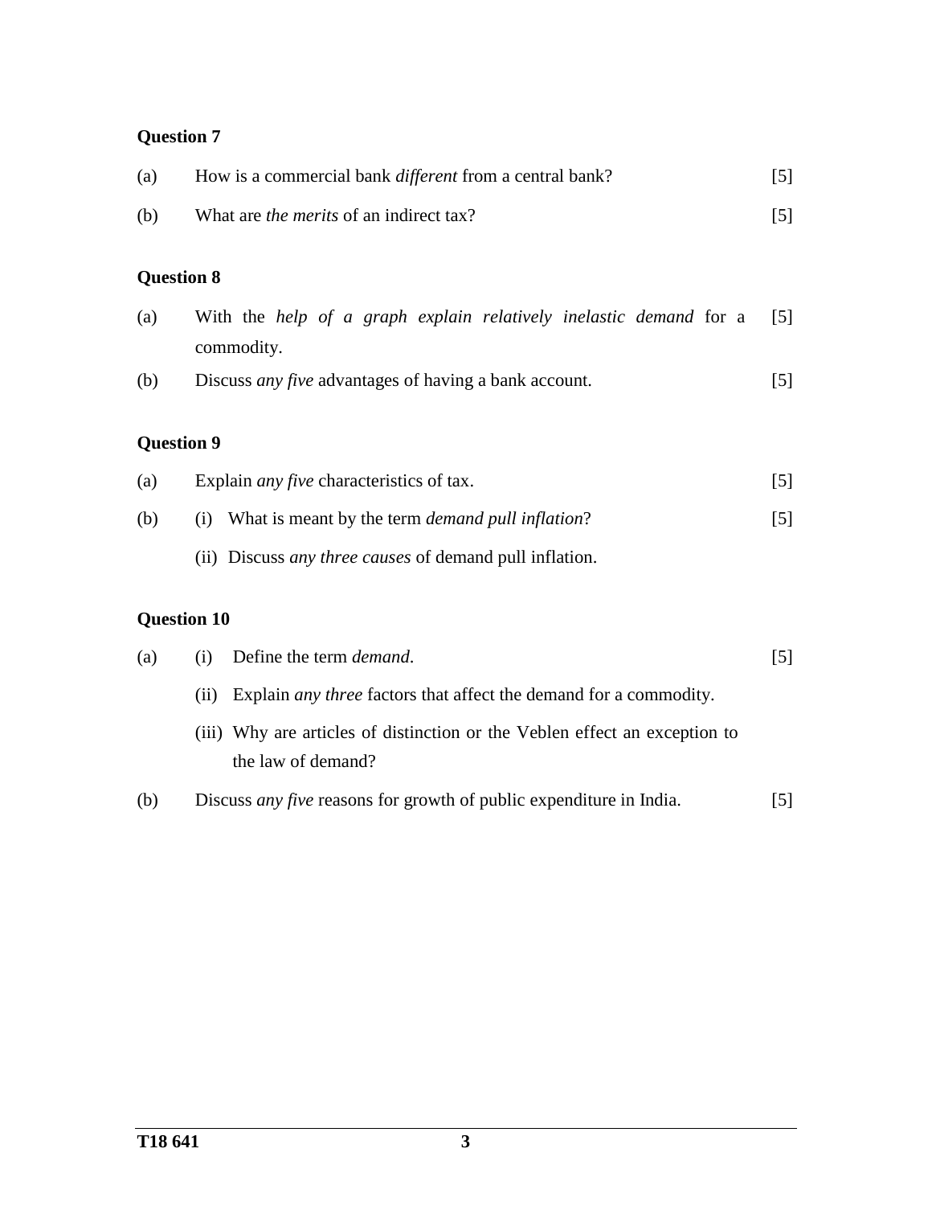**Question 7**

(a) How is a commercial bank *different* from a central bank? [5]

(b) What are *the merits* of an indirect tax? [5]

**Question 8**

(a) With the *help of a graph explain relatively inelastic demand* for a commodity. [5]

(b) Discuss *any five* advantages of having a bank account. [5]

**Question 9**

(a) Explain *any five* characteristics of tax. [5]

(b) (i) What is meant by the term *demand pull inflation*? [5]

(ii) Discuss *any three causes* of demand pull inflation.

**Question 10**

(a) (i) Define the term *demand*. [5]

(ii) Explain *any three* factors that affect the demand for a commodity.

(iii) Why are articles of distinction or the Veblen effect an exception to the law of demand?

(b) Discuss *any five* reasons for growth of public expenditure in India. [5]